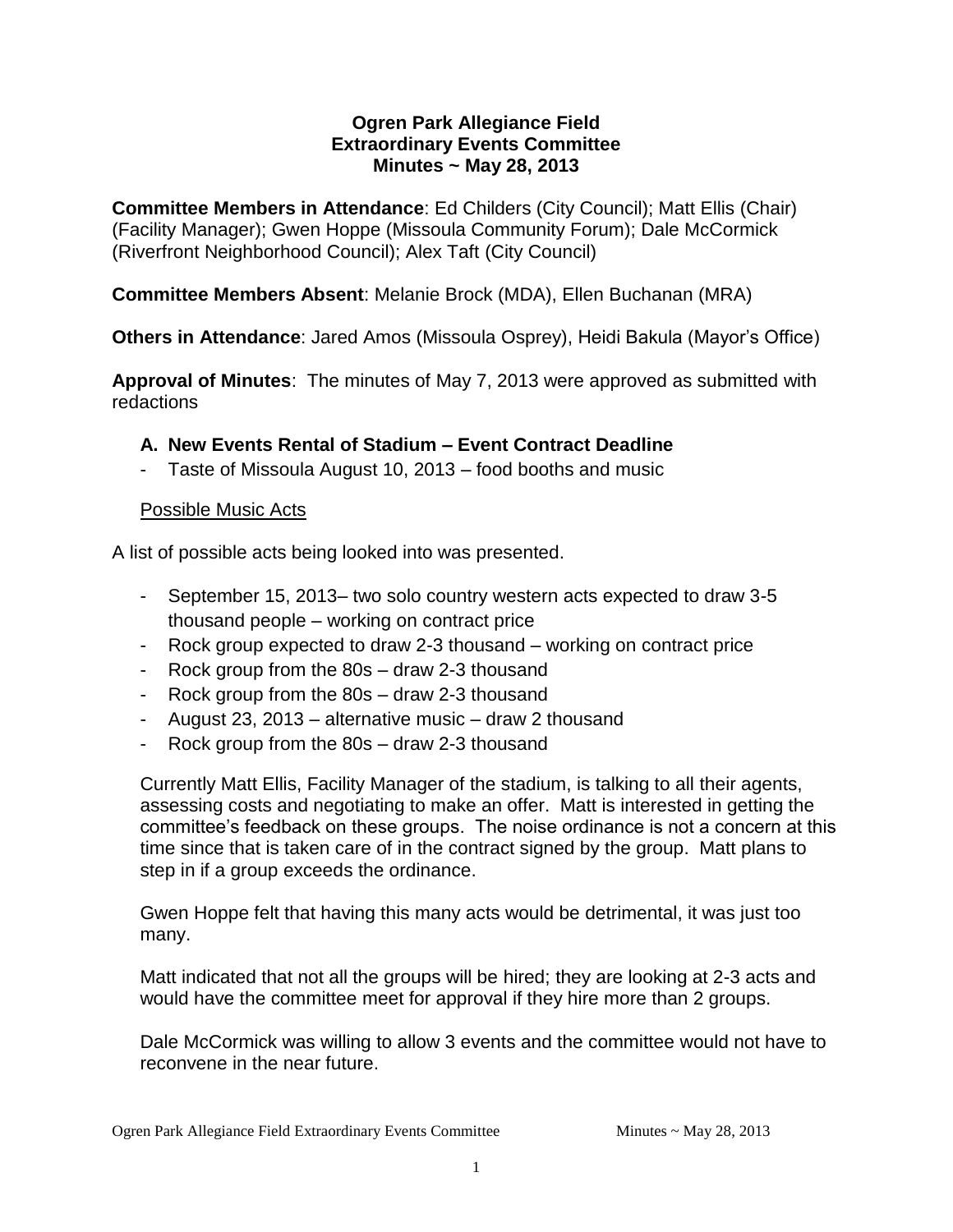**Ogren Park Allegiance Field**
**Extraordinary Events Committee**
**Minutes ~ May 28, 2013**

**Committee Members in Attendance**: Ed Childers (City Council); Matt Ellis (Chair) (Facility Manager); Gwen Hoppe (Missoula Community Forum); Dale McCormick (Riverfront Neighborhood Council); Alex Taft (City Council)

**Committee Members Absent**: Melanie Brock (MDA), Ellen Buchanan (MRA)

**Others in Attendance**: Jared Amos (Missoula Osprey), Heidi Bakula (Mayor's Office)

**Approval of Minutes**: The minutes of May 7, 2013 were approved as submitted with redactions

## A. New Events Rental of Stadium – Event Contract Deadline

- Taste of Missoula August 10, 2013 – food booths and music

Possible Music Acts

A list of possible acts being looked into was presented.

- September 15, 2013– two solo country western acts expected to draw 3-5 thousand people – working on contract price
- Rock group expected to draw 2-3 thousand – working on contract price
- Rock group from the 80s – draw 2-3 thousand
- Rock group from the 80s – draw 2-3 thousand
- August 23, 2013 – alternative music – draw 2 thousand
- Rock group from the 80s – draw 2-3 thousand

Currently Matt Ellis, Facility Manager of the stadium, is talking to all their agents, assessing costs and negotiating to make an offer. Matt is interested in getting the committee's feedback on these groups. The noise ordinance is not a concern at this time since that is taken care of in the contract signed by the group. Matt plans to step in if a group exceeds the ordinance.

Gwen Hoppe felt that having this many acts would be detrimental, it was just too many.

Matt indicated that not all the groups will be hired; they are looking at 2-3 acts and would have the committee meet for approval if they hire more than 2 groups.

Dale McCormick was willing to allow 3 events and the committee would not have to reconvene in the near future.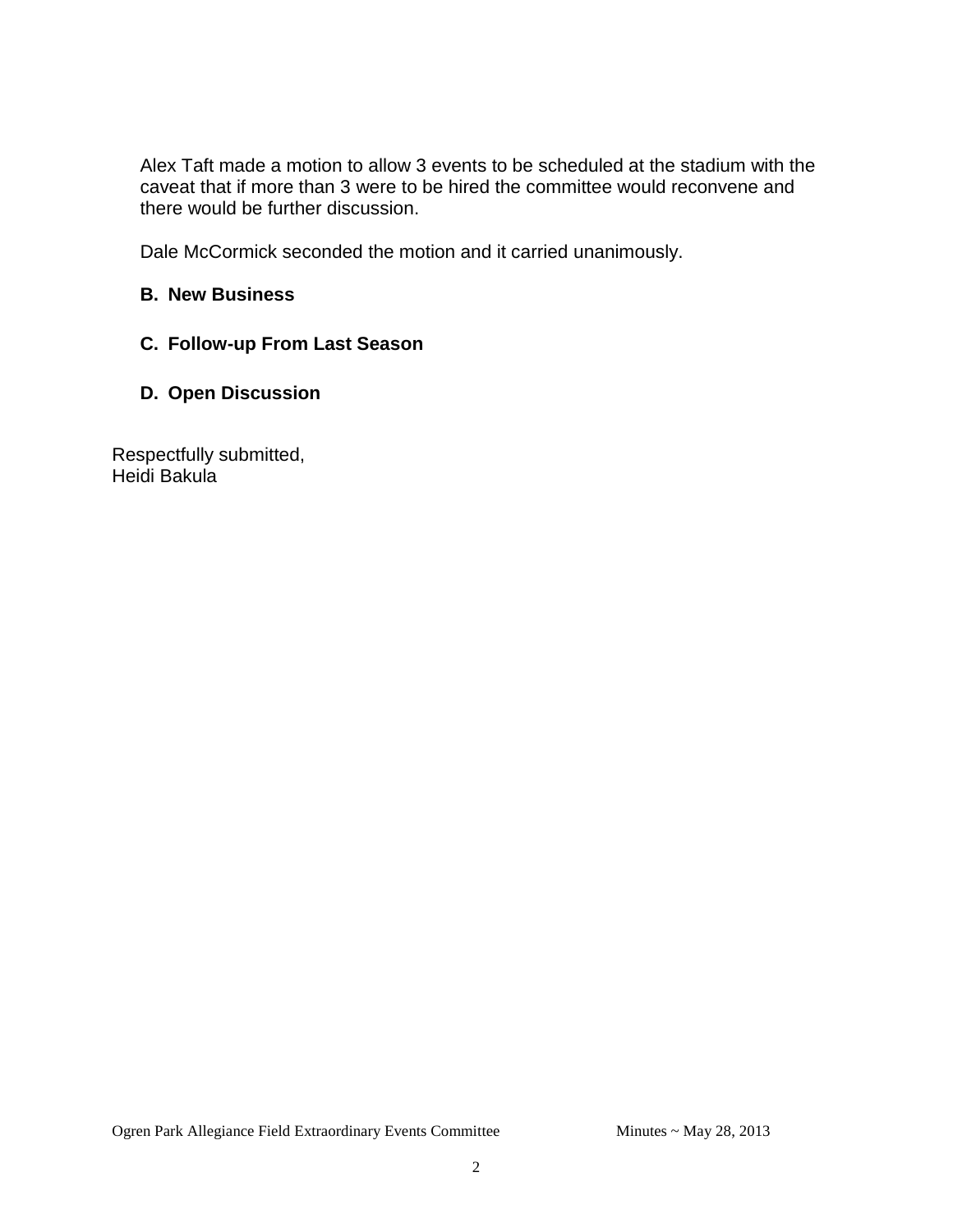Alex Taft made a motion to allow 3 events to be scheduled at the stadium with the caveat that if more than 3 were to be hired the committee would reconvene and there would be further discussion.

Dale McCormick seconded the motion and it carried unanimously.

**B. New Business**

**C. Follow-up From Last Season**

**D. Open Discussion**

Respectfully submitted,
Heidi Bakula